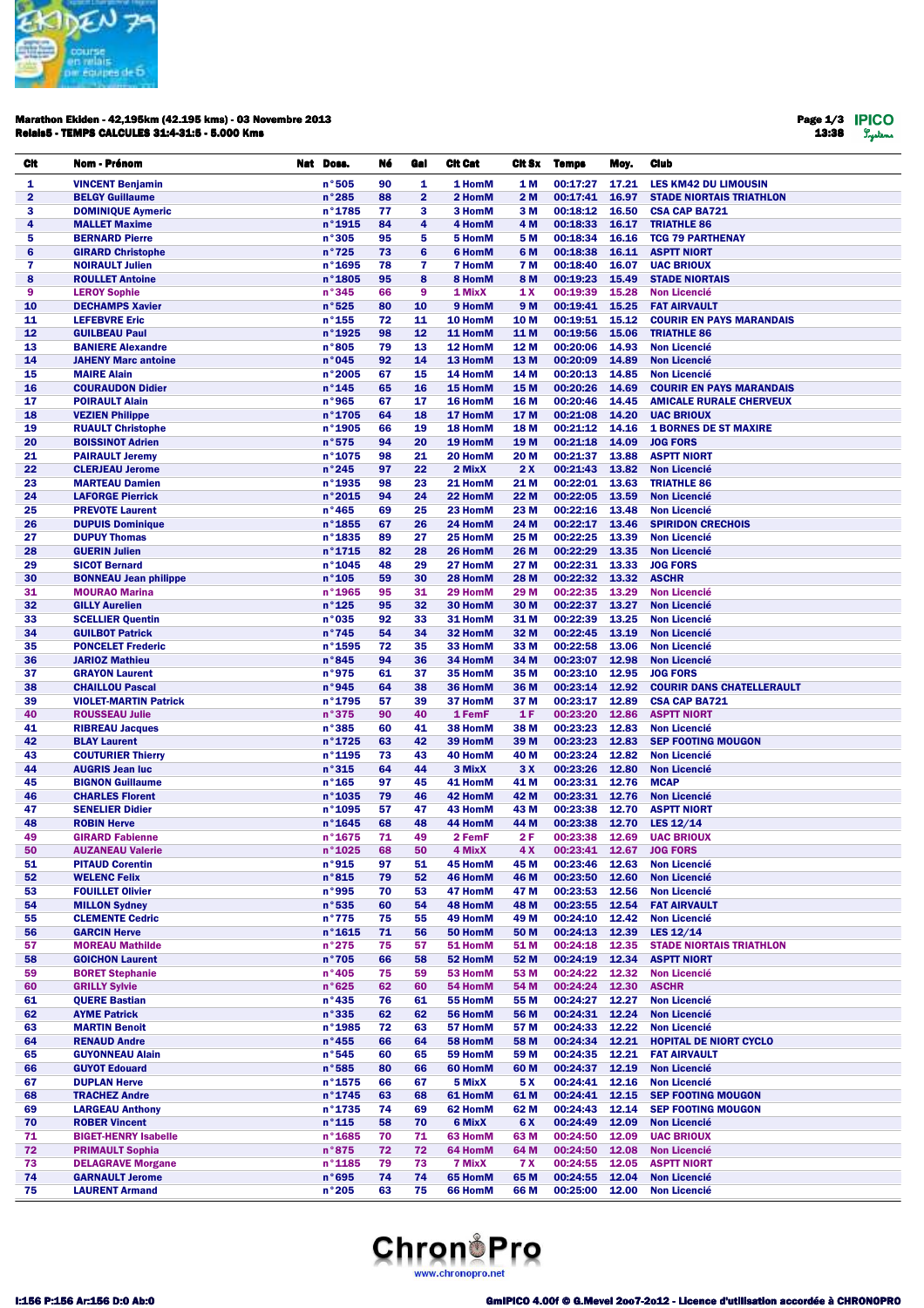**Marathon Ekiden - 42,195km (42.195 kms) - 03 Novembre 2013**
**Relais5 - TEMPS CALCULES 31:4-31:5 - 5.000 Kms**

| Clt | Nom - Prénom | Nat | Doss. | Né | Gal | Clt Cat | Clt Sx | Temps | Moy. | Club |
|---|---|---|---|---|---|---|---|---|---|---|
| 1 | VINCENT Benjamin | | n°505 | 90 | 1 | 1 HomM | 1 M | 00:17:27 | 17.21 | LES KM42 DU LIMOUSIN |
| 2 | BELGY Guillaume | | n°285 | 88 | 2 | 2 HomM | 2 M | 00:17:41 | 16.97 | STADE NIORTAIS TRIATHLON |
| 3 | DOMINIQUE Aymeric | | n°1785 | 77 | 3 | 3 HomM | 3 M | 00:18:12 | 16.50 | CSA CAP BA721 |
| 4 | MALLET Maxime | | n°1915 | 84 | 4 | 4 HomM | 4 M | 00:18:33 | 16.17 | TRIATHLE 86 |
| 5 | BERNARD Pierre | | n°305 | 95 | 5 | 5 HomM | 5 M | 00:18:34 | 16.16 | TCG 79 PARTHENAY |
| 6 | GIRARD Christophe | | n°725 | 73 | 6 | 6 HomM | 6 M | 00:18:38 | 16.11 | ASPTT NIORT |
| 7 | NOIRAULT Julien | | n°1695 | 78 | 7 | 7 HomM | 7 M | 00:18:40 | 16.07 | UAC BRIOUX |
| 8 | ROULLET Antoine | | n°1805 | 95 | 8 | 8 HomM | 8 M | 00:19:23 | 15.49 | STADE NIORTAIS |
| 9 | LEROY Sophie | | n°345 | 66 | 9 | 1 MixX | 1 X | 00:19:39 | 15.28 | Non Licencié |
| 10 | DECHAMPS Xavier | | n°525 | 80 | 10 | 9 HomM | 9 M | 00:19:41 | 15.25 | FAT AIRVAULT |
| 11 | LEFEBVRE Eric | | n°155 | 72 | 11 | 10 HomM | 10 M | 00:19:51 | 15.12 | COURIR EN PAYS MARANDAIS |
| 12 | GUILBEAU Paul | | n°1925 | 98 | 12 | 11 HomM | 11 M | 00:19:56 | 15.06 | TRIATHLE 86 |
| 13 | BANIERE Alexandre | | n°805 | 79 | 13 | 12 HomM | 12 M | 00:20:06 | 14.93 | Non Licencié |
| 14 | JAHENY Marc antoine | | n°045 | 92 | 14 | 13 HomM | 13 M | 00:20:09 | 14.89 | Non Licencié |
| 15 | MAIRE Alain | | n°2005 | 67 | 15 | 14 HomM | 14 M | 00:20:13 | 14.85 | Non Licencié |
| 16 | COURAUDON Didier | | n°145 | 65 | 16 | 15 HomM | 15 M | 00:20:26 | 14.69 | COURIR EN PAYS MARANDAIS |
| 17 | POIRAULT Alain | | n°965 | 67 | 17 | 16 HomM | 16 M | 00:20:46 | 14.45 | AMICALE RURALE CHERVEUX |
| 18 | VEZIEN Philippe | | n°1705 | 64 | 18 | 17 HomM | 17 M | 00:21:08 | 14.20 | UAC BRIOUX |
| 19 | RUAULT Christophe | | n°1905 | 66 | 19 | 18 HomM | 18 M | 00:21:12 | 14.16 | 1 BORNES DE ST MAXIRE |
| 20 | BOISSINOT Adrien | | n°575 | 94 | 20 | 19 HomM | 19 M | 00:21:18 | 14.09 | JOG FORS |
| 21 | PAIRAULT Jeremy | | n°1075 | 98 | 21 | 20 HomM | 20 M | 00:21:37 | 13.88 | ASPTT NIORT |
| 22 | CLERJEAU Jerome | | n°245 | 97 | 22 | 2 MixX | 2 X | 00:21:43 | 13.82 | Non Licencié |
| 23 | MARTEAU Damien | | n°1935 | 98 | 23 | 21 HomM | 21 M | 00:22:01 | 13.63 | TRIATHLE 86 |
| 24 | LAFORGE Pierrick | | n°2015 | 94 | 24 | 22 HomM | 22 M | 00:22:05 | 13.59 | Non Licencié |
| 25 | PREVOTE Laurent | | n°465 | 69 | 25 | 23 HomM | 23 M | 00:22:16 | 13.48 | Non Licencié |
| 26 | DUPUIS Dominique | | n°1855 | 67 | 26 | 24 HomM | 24 M | 00:22:17 | 13.46 | SPIRIDON CRECHOIS |
| 27 | DUPUY Thomas | | n°1835 | 89 | 27 | 25 HomM | 25 M | 00:22:25 | 13.39 | Non Licencié |
| 28 | GUERIN Julien | | n°1715 | 82 | 28 | 26 HomM | 26 M | 00:22:29 | 13.35 | Non Licencié |
| 29 | SICOT Bernard | | n°1045 | 48 | 29 | 27 HomM | 27 M | 00:22:31 | 13.33 | JOG FORS |
| 30 | BONNEAU Jean philippe | | n°105 | 59 | 30 | 28 HomM | 28 M | 00:22:32 | 13.32 | ASCHR |
| 31 | MOURAO Marina | | n°1965 | 95 | 31 | 29 HomM | 29 M | 00:22:35 | 13.29 | Non Licencié |
| 32 | GILLY Aurelien | | n°125 | 95 | 32 | 30 HomM | 30 M | 00:22:37 | 13.27 | Non Licencié |
| 33 | SCELLIER Quentin | | n°035 | 92 | 33 | 31 HomM | 31 M | 00:22:39 | 13.25 | Non Licencié |
| 34 | GUILBOT Patrick | | n°745 | 54 | 34 | 32 HomM | 32 M | 00:22:45 | 13.19 | Non Licencié |
| 35 | PONCELET Frederic | | n°1595 | 72 | 35 | 33 HomM | 33 M | 00:22:58 | 13.06 | Non Licencié |
| 36 | JARIOZ Mathieu | | n°845 | 94 | 36 | 34 HomM | 34 M | 00:23:07 | 12.98 | Non Licencié |
| 37 | GRAYON Laurent | | n°975 | 61 | 37 | 35 HomM | 35 M | 00:23:10 | 12.95 | JOG FORS |
| 38 | CHAILLOU Pascal | | n°945 | 64 | 38 | 36 HomM | 36 M | 00:23:14 | 12.92 | COURIR DANS CHATELLERAULT |
| 39 | VIOLET-MARTIN Patrick | | n°1795 | 57 | 39 | 37 HomM | 37 M | 00:23:17 | 12.89 | CSA CAP BA721 |
| 40 | ROUSSEAU Julie | | n°375 | 90 | 40 | 1 FemF | 1 F | 00:23:20 | 12.86 | ASPTT NIORT |
| 41 | RIBREAU Jacques | | n°385 | 60 | 41 | 38 HomM | 38 M | 00:23:23 | 12.83 | Non Licencié |
| 42 | BLAY Laurent | | n°1725 | 63 | 42 | 39 HomM | 39 M | 00:23:23 | 12.83 | SEP FOOTING MOUGON |
| 43 | COUTURIER Thierry | | n°1195 | 73 | 43 | 40 HomM | 40 M | 00:23:24 | 12.82 | Non Licencié |
| 44 | AUGRIS Jean luc | | n°315 | 64 | 44 | 3 MixX | 3 X | 00:23:26 | 12.80 | Non Licencié |
| 45 | BIGNON Guillaume | | n°165 | 97 | 45 | 41 HomM | 41 M | 00:23:31 | 12.76 | MCAP |
| 46 | CHARLES Florent | | n°1035 | 79 | 46 | 42 HomM | 42 M | 00:23:31 | 12.76 | Non Licencié |
| 47 | SENELIER Didier | | n°1095 | 57 | 47 | 43 HomM | 43 M | 00:23:38 | 12.70 | ASPTT NIORT |
| 48 | ROBIN Herve | | n°1645 | 68 | 48 | 44 HomM | 44 M | 00:23:38 | 12.70 | LES 12/14 |
| 49 | GIRARD Fabienne | | n°1675 | 71 | 49 | 2 FemF | 2 F | 00:23:38 | 12.69 | UAC BRIOUX |
| 50 | AUZANEAU Valerie | | n°1025 | 68 | 50 | 4 MixX | 4 X | 00:23:41 | 12.67 | JOG FORS |
| 51 | PITAUD Corentin | | n°915 | 97 | 51 | 45 HomM | 45 M | 00:23:46 | 12.63 | Non Licencié |
| 52 | WELENC Felix | | n°815 | 79 | 52 | 46 HomM | 46 M | 00:23:50 | 12.60 | Non Licencié |
| 53 | FOUILLET Olivier | | n°995 | 70 | 53 | 47 HomM | 47 M | 00:23:53 | 12.56 | Non Licencié |
| 54 | MILLON Sydney | | n°535 | 60 | 54 | 48 HomM | 48 M | 00:23:55 | 12.54 | FAT AIRVAULT |
| 55 | CLEMENTE Cedric | | n°775 | 75 | 55 | 49 HomM | 49 M | 00:24:10 | 12.42 | Non Licencié |
| 56 | GARCIN Herve | | n°1615 | 71 | 56 | 50 HomM | 50 M | 00:24:13 | 12.39 | LES 12/14 |
| 57 | MOREAU Mathilde | | n°275 | 75 | 57 | 51 HomM | 51 M | 00:24:18 | 12.35 | STADE NIORTAIS TRIATHLON |
| 58 | GOICHON Laurent | | n°705 | 66 | 58 | 52 HomM | 52 M | 00:24:19 | 12.34 | ASPTT NIORT |
| 59 | BORET Stephanie | | n°405 | 75 | 59 | 53 HomM | 53 M | 00:24:22 | 12.32 | Non Licencié |
| 60 | GRILLY Sylvie | | n°625 | 62 | 60 | 54 HomM | 54 M | 00:24:24 | 12.30 | ASCHR |
| 61 | QUERE Bastian | | n°435 | 76 | 61 | 55 HomM | 55 M | 00:24:27 | 12.27 | Non Licencié |
| 62 | AYME Patrick | | n°335 | 62 | 62 | 56 HomM | 56 M | 00:24:31 | 12.24 | Non Licencié |
| 63 | MARTIN Benoit | | n°1985 | 72 | 63 | 57 HomM | 57 M | 00:24:33 | 12.22 | Non Licencié |
| 64 | RENAUD Andre | | n°455 | 66 | 64 | 58 HomM | 58 M | 00:24:34 | 12.21 | HOPITAL DE NIORT CYCLO |
| 65 | GUYONNEAU Alain | | n°545 | 60 | 65 | 59 HomM | 59 M | 00:24:35 | 12.21 | FAT AIRVAULT |
| 66 | GUYOT Edouard | | n°585 | 80 | 66 | 60 HomM | 60 M | 00:24:37 | 12.19 | Non Licencié |
| 67 | DUPLAN Herve | | n°1575 | 66 | 67 | 5 MixX | 5 X | 00:24:41 | 12.16 | Non Licencié |
| 68 | TRACHEZ Andre | | n°1745 | 63 | 68 | 61 HomM | 61 M | 00:24:41 | 12.15 | SEP FOOTING MOUGON |
| 69 | LARGEAU Anthony | | n°1735 | 74 | 69 | 62 HomM | 62 M | 00:24:43 | 12.14 | SEP FOOTING MOUGON |
| 70 | ROBER Vincent | | n°115 | 58 | 70 | 6 MixX | 6 X | 00:24:49 | 12.09 | Non Licencié |
| 71 | BIGET-HENRY Isabelle | | n°1685 | 70 | 71 | 63 HomM | 63 M | 00:24:50 | 12.09 | UAC BRIOUX |
| 72 | PRIMAULT Sophia | | n°875 | 72 | 72 | 64 HomM | 64 M | 00:24:50 | 12.08 | Non Licencié |
| 73 | DELAGRAVE Morgane | | n°1185 | 79 | 73 | 7 MixX | 7 X | 00:24:55 | 12.05 | ASPTT NIORT |
| 74 | GARNAULT Jerome | | n°695 | 74 | 74 | 65 HomM | 65 M | 00:24:55 | 12.04 | Non Licencié |
| 75 | LAURENT Armand | | n°205 | 63 | 75 | 66 HomM | 66 M | 00:25:00 | 12.00 | Non Licencié |

I:156 P:156 Ar:156 D:0 Ab:0

GmIPICO 4.00f © G.Mevel 2007-2012 - Licence d'utilisation accordée à CHRONOPRO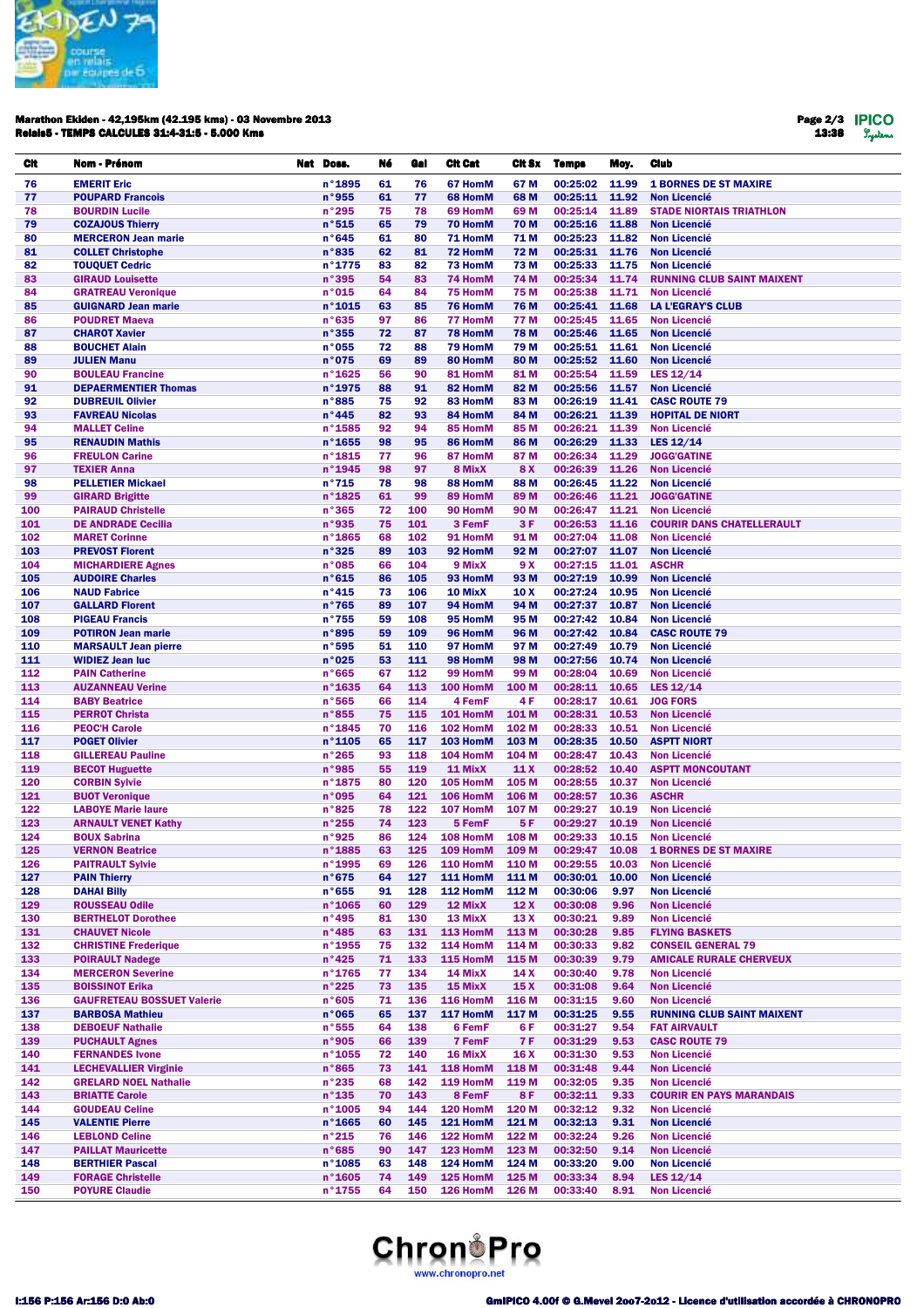**Marathon Ekiden - 42,195km (42.195 kms) - 03 Novembre 2013**
**Relais5 - TEMPS CALCULES 31:4-31:5 - 5.000 Kms**

13:38

| Clt | Nom - Prénom | Nat | Doss. | Né | Gal | Clt Cat | Clt Sx | Temps | Moy. | Club |
|---|---|---|---|---|---|---|---|---|---|---|
| 76 | EMERIT Eric | | n°1895 | 61 | 76 | 67 HomM | 67 M | 00:25:02 | 11.99 | 1 BORNES DE ST MAXIRE |
| 77 | POUPARD Francois | | n°955 | 61 | 77 | 68 HomM | 68 M | 00:25:11 | 11.92 | Non Licencié |
| 78 | BOURDIN Lucile | | n°295 | 75 | 78 | 69 HomM | 69 M | 00:25:14 | 11.89 | STADE NIORTAIS TRIATHLON |
| 79 | COZAJOUS Thierry | | n°515 | 65 | 79 | 70 HomM | 70 M | 00:25:16 | 11.88 | Non Licencié |
| 80 | MERCERON Jean marie | | n°645 | 61 | 80 | 71 HomM | 71 M | 00:25:23 | 11.82 | Non Licencié |
| 81 | COLLET Christophe | | n°835 | 62 | 81 | 72 HomM | 72 M | 00:25:31 | 11.76 | Non Licencié |
| 82 | TOUQUET Cedric | | n°1775 | 83 | 82 | 73 HomM | 73 M | 00:25:33 | 11.75 | Non Licencié |
| 83 | GIRAUD Louisette | | n°395 | 54 | 83 | 74 HomM | 74 M | 00:25:34 | 11.74 | RUNNING CLUB SAINT MAIXENT |
| 84 | GRATREAU Veronique | | n°015 | 64 | 84 | 75 HomM | 75 M | 00:25:38 | 11.71 | Non Licencié |
| 85 | GUIGNARD Jean marie | | n°1015 | 63 | 85 | 76 HomM | 76 M | 00:25:41 | 11.68 | LA L'EGRAY'S CLUB |
| 86 | POUDRET Maeva | | n°635 | 97 | 86 | 77 HomM | 77 M | 00:25:45 | 11.65 | Non Licencié |
| 87 | CHAROT Xavier | | n°355 | 72 | 87 | 78 HomM | 78 M | 00:25:46 | 11.65 | Non Licencié |
| 88 | BOUCHET Alain | | n°055 | 72 | 88 | 79 HomM | 79 M | 00:25:51 | 11.61 | Non Licencié |
| 89 | JULIEN Manu | | n°075 | 69 | 89 | 80 HomM | 80 M | 00:25:52 | 11.60 | Non Licencié |
| 90 | BOULEAU Francine | | n°1625 | 56 | 90 | 81 HomM | 81 M | 00:25:54 | 11.59 | LES 12/14 |
| 91 | DEPAERMENTIER Thomas | | n°1975 | 88 | 91 | 82 HomM | 82 M | 00:25:56 | 11.57 | Non Licencié |
| 92 | DUBREUIL Olivier | | n°885 | 75 | 92 | 83 HomM | 83 M | 00:26:19 | 11.41 | CASC ROUTE 79 |
| 93 | FAVREAU Nicolas | | n°445 | 82 | 93 | 84 HomM | 84 M | 00:26:21 | 11.39 | HOPITAL DE NIORT |
| 94 | MALLET Celine | | n°1585 | 92 | 94 | 85 HomM | 85 M | 00:26:21 | 11.39 | Non Licencié |
| 95 | RENAUDIN Mathis | | n°1655 | 98 | 95 | 86 HomM | 86 M | 00:26:29 | 11.33 | LES 12/14 |
| 96 | FREULON Carine | | n°1815 | 77 | 96 | 87 HomM | 87 M | 00:26:34 | 11.29 | JOGG'GATINE |
| 97 | TEXIER Anna | | n°1945 | 98 | 97 | 8 MixX | 8 X | 00:26:39 | 11.26 | Non Licencié |
| 98 | PELLETIER Mickael | | n°715 | 78 | 98 | 88 HomM | 88 M | 00:26:45 | 11.22 | Non Licencié |
| 99 | GIRARD Brigitte | | n°1825 | 61 | 99 | 89 HomM | 89 M | 00:26:46 | 11.21 | JOGG'GATINE |
| 100 | PAIRAUD Christelle | | n°365 | 72 | 100 | 90 HomM | 90 M | 00:26:47 | 11.21 | Non Licencié |
| 101 | DE ANDRADE Cecilia | | n°935 | 75 | 101 | 3 FemF | 3 F | 00:26:53 | 11.16 | COURIR DANS CHATELLERAULT |
| 102 | MARET Corinne | | n°1865 | 68 | 102 | 91 HomM | 91 M | 00:27:04 | 11.08 | Non Licencié |
| 103 | PREVOST Florent | | n°325 | 89 | 103 | 92 HomM | 92 M | 00:27:07 | 11.07 | Non Licencié |
| 104 | MICHARDIERE Agnes | | n°085 | 66 | 104 | 9 MixX | 9 X | 00:27:15 | 11.01 | ASCHR |
| 105 | AUDOIRE Charles | | n°615 | 86 | 105 | 93 HomM | 93 M | 00:27:19 | 10.99 | Non Licencié |
| 106 | NAUD Fabrice | | n°415 | 73 | 106 | 10 MixX | 10 X | 00:27:24 | 10.95 | Non Licencié |
| 107 | GALLARD Florent | | n°765 | 89 | 107 | 94 HomM | 94 M | 00:27:37 | 10.87 | Non Licencié |
| 108 | PIGEAU Francis | | n°755 | 59 | 108 | 95 HomM | 95 M | 00:27:42 | 10.84 | Non Licencié |
| 109 | POTIRON Jean marie | | n°895 | 59 | 109 | 96 HomM | 96 M | 00:27:42 | 10.84 | CASC ROUTE 79 |
| 110 | MARSAULT Jean pierre | | n°595 | 51 | 110 | 97 HomM | 97 M | 00:27:49 | 10.79 | Non Licencié |
| 111 | WIDIEZ Jean luc | | n°025 | 53 | 111 | 98 HomM | 98 M | 00:27:56 | 10.74 | Non Licencié |
| 112 | PAIN Catherine | | n°665 | 67 | 112 | 99 HomM | 99 M | 00:28:04 | 10.69 | Non Licencié |
| 113 | AUZANNEAU Verine | | n°1635 | 64 | 113 | 100 HomM | 100 M | 00:28:11 | 10.65 | LES 12/14 |
| 114 | BABY Beatrice | | n°565 | 66 | 114 | 4 FemF | 4 F | 00:28:17 | 10.61 | JOG FORS |
| 115 | PERROT Christa | | n°855 | 75 | 115 | 101 HomM | 101 M | 00:28:31 | 10.53 | Non Licencié |
| 116 | PEOC'H Carole | | n°1845 | 70 | 116 | 102 HomM | 102 M | 00:28:33 | 10.51 | Non Licencié |
| 117 | POGET Olivier | | n°1105 | 65 | 117 | 103 HomM | 103 M | 00:28:35 | 10.50 | ASPTT NIORT |
| 118 | GILLEREAU Pauline | | n°265 | 93 | 118 | 104 HomM | 104 M | 00:28:47 | 10.43 | Non Licencié |
| 119 | BECOT Huguette | | n°985 | 55 | 119 | 11 MixX | 11 X | 00:28:52 | 10.40 | ASPTT MONCOUTANT |
| 120 | CORBIN Sylvie | | n°1875 | 80 | 120 | 105 HomM | 105 M | 00:28:55 | 10.37 | Non Licencié |
| 121 | BUOT Veronique | | n°095 | 64 | 121 | 106 HomM | 106 M | 00:28:57 | 10.36 | ASCHR |
| 122 | LABOYE Marie laure | | n°825 | 78 | 122 | 107 HomM | 107 M | 00:29:27 | 10.19 | Non Licencié |
| 123 | ARNAULT VENET Kathy | | n°255 | 74 | 123 | 5 FemF | 5 F | 00:29:27 | 10.19 | Non Licencié |
| 124 | BOUX Sabrina | | n°925 | 86 | 124 | 108 HomM | 108 M | 00:29:33 | 10.15 | Non Licencié |
| 125 | VERNON Beatrice | | n°1885 | 63 | 125 | 109 HomM | 109 M | 00:29:47 | 10.08 | 1 BORNES DE ST MAXIRE |
| 126 | PAITRAULT Sylvie | | n°1995 | 69 | 126 | 110 HomM | 110 M | 00:29:55 | 10.03 | Non Licencié |
| 127 | PAIN Thierry | | n°675 | 64 | 127 | 111 HomM | 111 M | 00:30:01 | 10.00 | Non Licencié |
| 128 | DAHAI Billy | | n°655 | 91 | 128 | 112 HomM | 112 M | 00:30:06 | 9.97 | Non Licencié |
| 129 | ROUSSEAU Odile | | n°1065 | 60 | 129 | 12 MixX | 12 X | 00:30:08 | 9.96 | Non Licencié |
| 130 | BERTHELOT Dorothee | | n°495 | 81 | 130 | 13 MixX | 13 X | 00:30:21 | 9.89 | Non Licencié |
| 131 | CHAUVET Nicole | | n°485 | 63 | 131 | 113 HomM | 113 M | 00:30:28 | 9.85 | FLYING BASKETS |
| 132 | CHRISTINE Frederique | | n°1955 | 75 | 132 | 114 HomM | 114 M | 00:30:33 | 9.82 | CONSEIL GENERAL 79 |
| 133 | POIRAULT Nadege | | n°425 | 71 | 133 | 115 HomM | 115 M | 00:30:39 | 9.79 | AMICALE RURALE CHERVEUX |
| 134 | MERCERON Severine | | n°1765 | 77 | 134 | 14 MixX | 14 X | 00:30:40 | 9.78 | Non Licencié |
| 135 | BOISSINOT Erika | | n°225 | 73 | 135 | 15 MixX | 15 X | 00:31:08 | 9.64 | Non Licencié |
| 136 | GAUFRETEAU BOSSUET Valerie | | n°605 | 71 | 136 | 116 HomM | 116 M | 00:31:15 | 9.60 | Non Licencié |
| 137 | BARBOSA Mathieu | | n°065 | 65 | 137 | 117 HomM | 117 M | 00:31:25 | 9.55 | RUNNING CLUB SAINT MAIXENT |
| 138 | DEBOEUF Nathalie | | n°555 | 64 | 138 | 6 FemF | 6 F | 00:31:27 | 9.54 | FAT AIRVAULT |
| 139 | PUCHAULT Agnes | | n°905 | 66 | 139 | 7 FemF | 7 F | 00:31:29 | 9.53 | CASC ROUTE 79 |
| 140 | FERNANDES Ivone | | n°1055 | 72 | 140 | 16 MixX | 16 X | 00:31:30 | 9.53 | Non Licencié |
| 141 | LECHEVALLIER Virginie | | n°865 | 73 | 141 | 118 HomM | 118 M | 00:31:48 | 9.44 | Non Licencié |
| 142 | GRELARD NOEL Nathalie | | n°235 | 68 | 142 | 119 HomM | 119 M | 00:32:05 | 9.35 | Non Licencié |
| 143 | BRIATTE Carole | | n°135 | 70 | 143 | 8 FemF | 8 F | 00:32:11 | 9.33 | COURIR EN PAYS MARANDAIS |
| 144 | GOUDEAU Celine | | n°1005 | 94 | 144 | 120 HomM | 120 M | 00:32:12 | 9.32 | Non Licencié |
| 145 | VALENTIE Pierre | | n°1665 | 60 | 145 | 121 HomM | 121 M | 00:32:13 | 9.31 | Non Licencié |
| 146 | LEBLOND Celine | | n°215 | 76 | 146 | 122 HomM | 122 M | 00:32:24 | 9.26 | Non Licencié |
| 147 | PAILLAT Mauricette | | n°685 | 90 | 147 | 123 HomM | 123 M | 00:32:50 | 9.14 | Non Licencié |
| 148 | BERTHIER Pascal | | n°1085 | 63 | 148 | 124 HomM | 124 M | 00:33:20 | 9.00 | Non Licencié |
| 149 | FORAGE Christelle | | n°1605 | 74 | 149 | 125 HomM | 125 M | 00:33:34 | 8.94 | LES 12/14 |
| 150 | POYURE Claudie | | n°1755 | 64 | 150 | 126 HomM | 126 M | 00:33:40 | 8.91 | Non Licencié |

I:156 P:156 Ar:156 D:0 Ab:0

GmIPICO 4.00f © G.Mevel 2007-2012 - Licence d'utilisation accordée à CHRONOPRO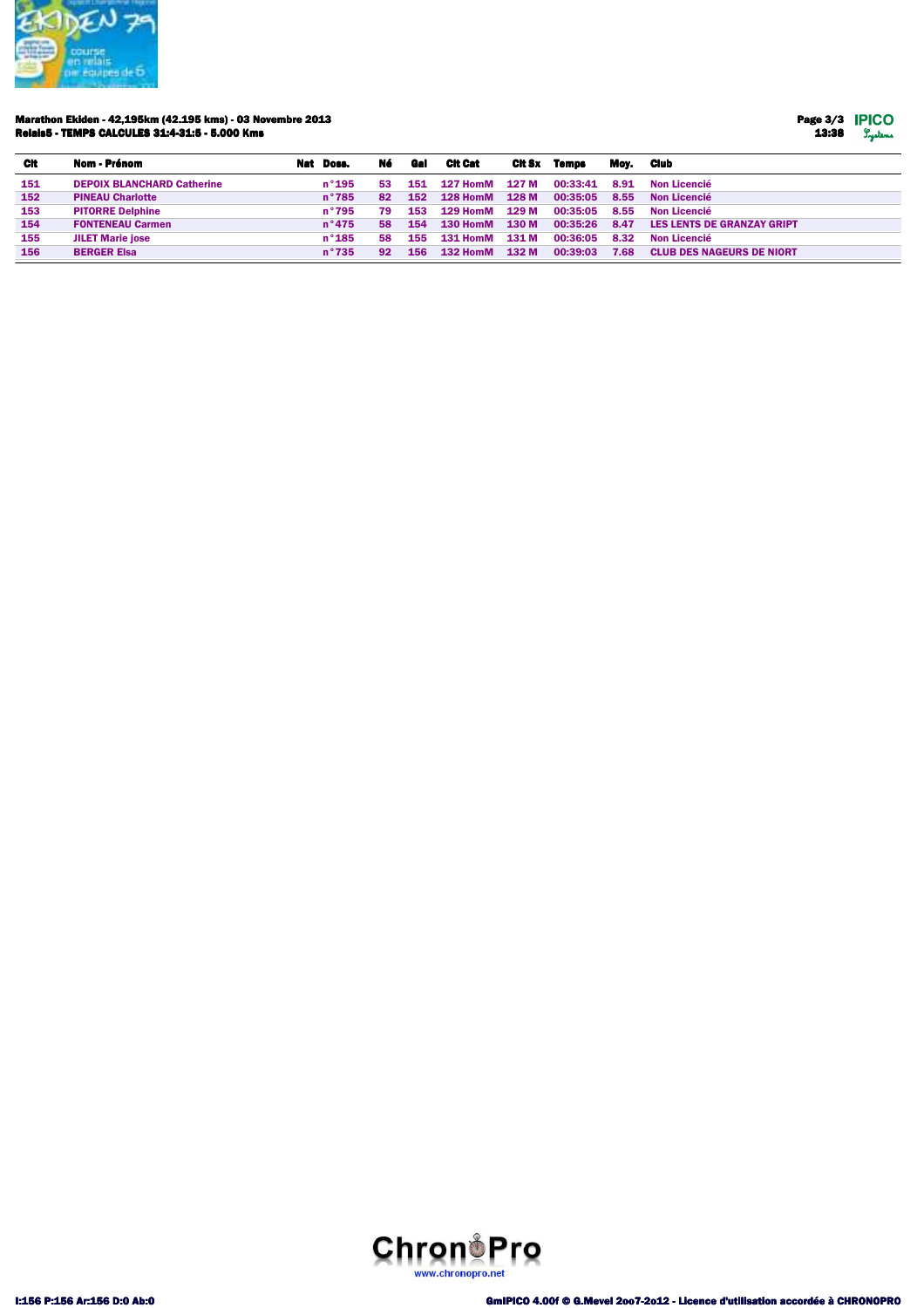**Marathon Ekiden - 42,195km (42.195 kms) - 03 Novembre 2013**
**Relais5 - TEMPS CALCULES 31:4-31:5 - 5.000 Kms**

| Clt | Nom - Prénom | Nat | Doss. | Né | Gal | Clt Cat | Clt Sx | Temps | Moy. | Club |
|---|---|---|---|---|---|---|---|---|---|---|
| 151 | DEPOIX BLANCHARD Catherine | | n°195 | 53 | 151 | 127 HomM | 127 M | 00:33:41 | 8.91 | Non Licencié |
| 152 | PINEAU Charlotte | | n°785 | 82 | 152 | 128 HomM | 128 M | 00:35:05 | 8.55 | Non Licencié |
| 153 | PITORRE Delphine | | n°795 | 79 | 153 | 129 HomM | 129 M | 00:35:05 | 8.55 | Non Licencié |
| 154 | FONTENEAU Carmen | | n°475 | 58 | 154 | 130 HomM | 130 M | 00:35:26 | 8.47 | LES LENTS DE GRANZAY GRIPT |
| 155 | JILET Marie jose | | n°185 | 58 | 155 | 131 HomM | 131 M | 00:36:05 | 8.32 | Non Licencié |
| 156 | BERGER Elsa | | n°735 | 92 | 156 | 132 HomM | 132 M | 00:39:03 | 7.68 | CLUB DES NAGEURS DE NIORT |

I:156 P:156 Ar:156 D:0 Ab:0

GmIPICO 4.00f © G.Mevel 2007-2012 - Licence d'utilisation accordée à CHRONOPRO